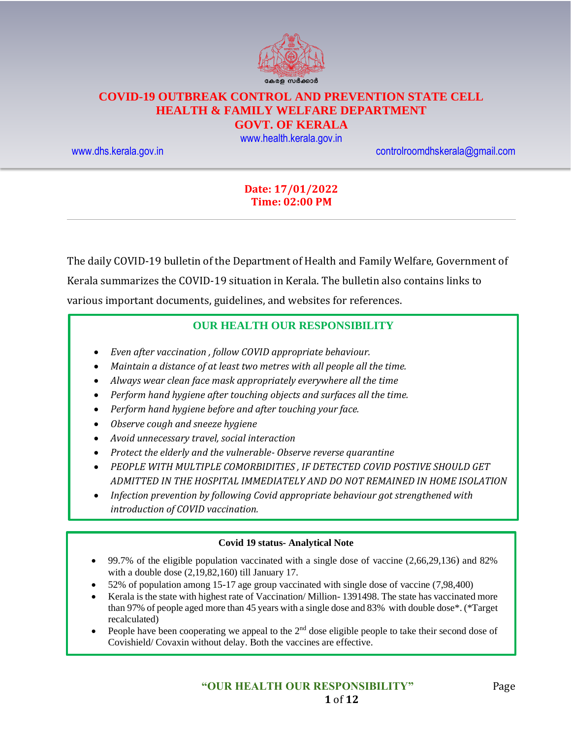കേരള സർക്കാർ

# COVID-19 OUTBREAK CONTROL AND PREVENTION STATE CELL
# HEALTH & FAMILY WELFARE DEPARTMENT
# GOVT. OF KERALA

www.health.kerala.gov.in

www.dhs.kerala.gov.in controlroomdhskerala@gmail.com

**Date: 17/01/2022**
**Time: 02:00 PM**

---

The daily COVID-19 bulletin of the Department of Health and Family Welfare, Government of Kerala summarizes the COVID-19 situation in Kerala. The bulletin also contains links to various important documents, guidelines, and websites for references.

## OUR HEALTH OUR RESPONSIBILITY

- *Even after vaccination , follow COVID appropriate behaviour.*
- *Maintain a distance of at least two metres with all people all the time.*
- *Always wear clean face mask appropriately everywhere all the time*
- *Perform hand hygiene after touching objects and surfaces all the time.*
- *Perform hand hygiene before and after touching your face.*
- *Observe cough and sneeze hygiene*
- *Avoid unnecessary travel, social interaction*
- *Protect the elderly and the vulnerable- Observe reverse quarantine*
- *PEOPLE WITH MULTIPLE COMORBIDITIES , IF DETECTED COVID POSTIVE SHOULD GET ADMITTED IN THE HOSPITAL IMMEDIATELY AND DO NOT REMAINED IN HOME ISOLATION*
- *Infection prevention by following Covid appropriate behaviour got strengthened with introduction of COVID vaccination.*

### Covid 19 status- Analytical Note

- 99.7% of the eligible population vaccinated with a single dose of vaccine (2,66,29,136) and 82% with a double dose (2,19,82,160) till January 17.
- 52% of population among 15-17 age group vaccinated with single dose of vaccine (7,98,400)
- Kerala is the state with highest rate of Vaccination/ Million- 1391498. The state has vaccinated more than 97% of people aged more than 45 years with a single dose and 83% with double dose*. (*Target recalculated)
- People have been cooperating we appeal to the 2nd dose eligible people to take their second dose of Covishield/ Covaxin without delay. Both the vaccines are effective.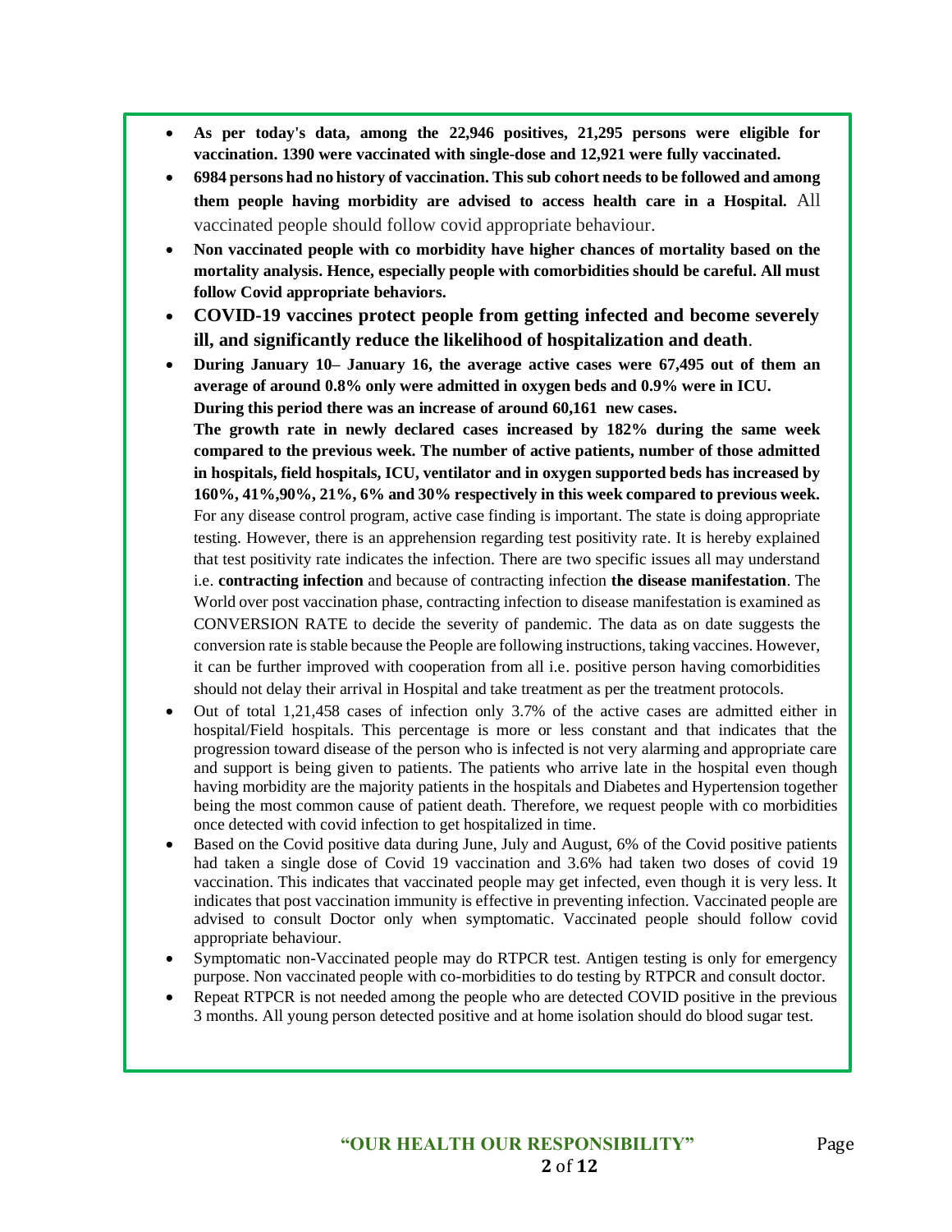- **As per today's data, among the 22,946 positives, 21,295 persons were eligible for vaccination. 1390 were vaccinated with single-dose and 12,921 were fully vaccinated.**
- **6984 persons had no history of vaccination. This sub cohort needs to be followed and among them people having morbidity are advised to access health care in a Hospital.** All vaccinated people should follow covid appropriate behaviour.
- **Non vaccinated people with co morbidity have higher chances of mortality based on the mortality analysis. Hence, especially people with comorbidities should be careful. All must follow Covid appropriate behaviors.**
- **COVID-19 vaccines protect people from getting infected and become severely ill, and significantly reduce the likelihood of hospitalization and death**.
- **During January 10– January 16, the average active cases were 67,495 out of them an average of around 0.8% only were admitted in oxygen beds and 0.9% were in ICU.**
  **During this period there was an increase of around 60,161 new cases.**
  **The growth rate in newly declared cases increased by 182% during the same week compared to the previous week. The number of active patients, number of those admitted in hospitals, field hospitals, ICU, ventilator and in oxygen supported beds has increased by 160%, 41%,90%, 21%, 6% and 30% respectively in this week compared to previous week.**
  For any disease control program, active case finding is important. The state is doing appropriate testing. However, there is an apprehension regarding test positivity rate. It is hereby explained that test positivity rate indicates the infection. There are two specific issues all may understand i.e. **contracting infection** and because of contracting infection **the disease manifestation**. The World over post vaccination phase, contracting infection to disease manifestation is examined as CONVERSION RATE to decide the severity of pandemic. The data as on date suggests the conversion rate is stable because the People are following instructions, taking vaccines. However, it can be further improved with cooperation from all i.e. positive person having comorbidities should not delay their arrival in Hospital and take treatment as per the treatment protocols.
- Out of total 1,21,458 cases of infection only 3.7% of the active cases are admitted either in hospital/Field hospitals. This percentage is more or less constant and that indicates that the progression toward disease of the person who is infected is not very alarming and appropriate care and support is being given to patients. The patients who arrive late in the hospital even though having morbidity are the majority patients in the hospitals and Diabetes and Hypertension together being the most common cause of patient death. Therefore, we request people with co morbidities once detected with covid infection to get hospitalized in time.
- Based on the Covid positive data during June, July and August, 6% of the Covid positive patients had taken a single dose of Covid 19 vaccination and 3.6% had taken two doses of covid 19 vaccination. This indicates that vaccinated people may get infected, even though it is very less. It indicates that post vaccination immunity is effective in preventing infection. Vaccinated people are advised to consult Doctor only when symptomatic. Vaccinated people should follow covid appropriate behaviour.
- Symptomatic non-Vaccinated people may do RTPCR test. Antigen testing is only for emergency purpose. Non vaccinated people with co-morbidities to do testing by RTPCR and consult doctor.
- Repeat RTPCR is not needed among the people who are detected COVID positive in the previous 3 months. All young person detected positive and at home isolation should do blood sugar test.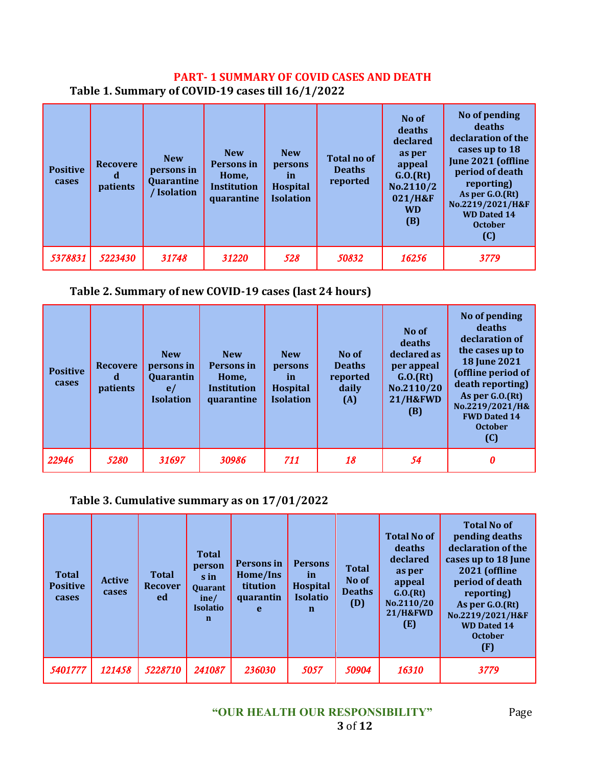## PART- 1 SUMMARY OF COVID CASES AND DEATH

### Table 1. Summary of COVID-19 cases till 16/1/2022

| Positive cases | Recovered patients | New persons in Quarantine / Isolation | New Persons in Home, Institution quarantine | New persons in Hospital Isolation | Total no of Deaths reported | No of deaths declared as per appeal G.O.(Rt) No.2110/2021/H&F WD (B) | No of pending deaths declaration of the cases up to 18 June 2021 (offline period of death reporting) As per G.O.(Rt) No.2219/2021/H&F WD Dated 14 October (C) |
|---|---|---|---|---|---|---|---|
| *5378831* | *5223430* | *31748* | *31220* | *528* | *50832* | *16256* | *3779* |

### Table 2. Summary of new COVID-19 cases (last 24 hours)

| Positive cases | Recovered patients | New persons in Quarantine/ Isolation | New Persons in Home, Institution quarantine | New persons in Hospital Isolation | No of Deaths reported daily (A) | No of deaths declared as per appeal G.O.(Rt) No.2110/2021/H&FWD (B) | No of pending deaths declaration of the cases up to 18 June 2021 (offline period of death reporting) As per G.O.(Rt) No.2219/2021/H&FWD Dated 14 October (C) |
|---|---|---|---|---|---|---|---|
| *22946* | *5280* | *31697* | *30986* | *711* | *18* | *54* | *0* |

### Table 3. Cumulative summary as on 17/01/2022

| Total Positive cases | Active cases | Total Recovered | Total persons in Quarantine/ Isolation | Persons in Home/Institution quarantine | Persons in Hospital Isolation | Total No of Deaths (D) | Total No of deaths declared as per appeal G.O.(Rt) No.2110/2021/H&FWD (E) | Total No of pending deaths declaration of the cases up to 18 June 2021 (offline period of death reporting) As per G.O.(Rt) No.2219/2021/H&FWD Dated 14 October (F) |
|---|---|---|---|---|---|---|---|---|
| *5401777* | *121458* | *5228710* | *241087* | *236030* | *5057* | *50904* | *16310* | *3779* |

**"OUR HEALTH OUR RESPONSIBILITY"**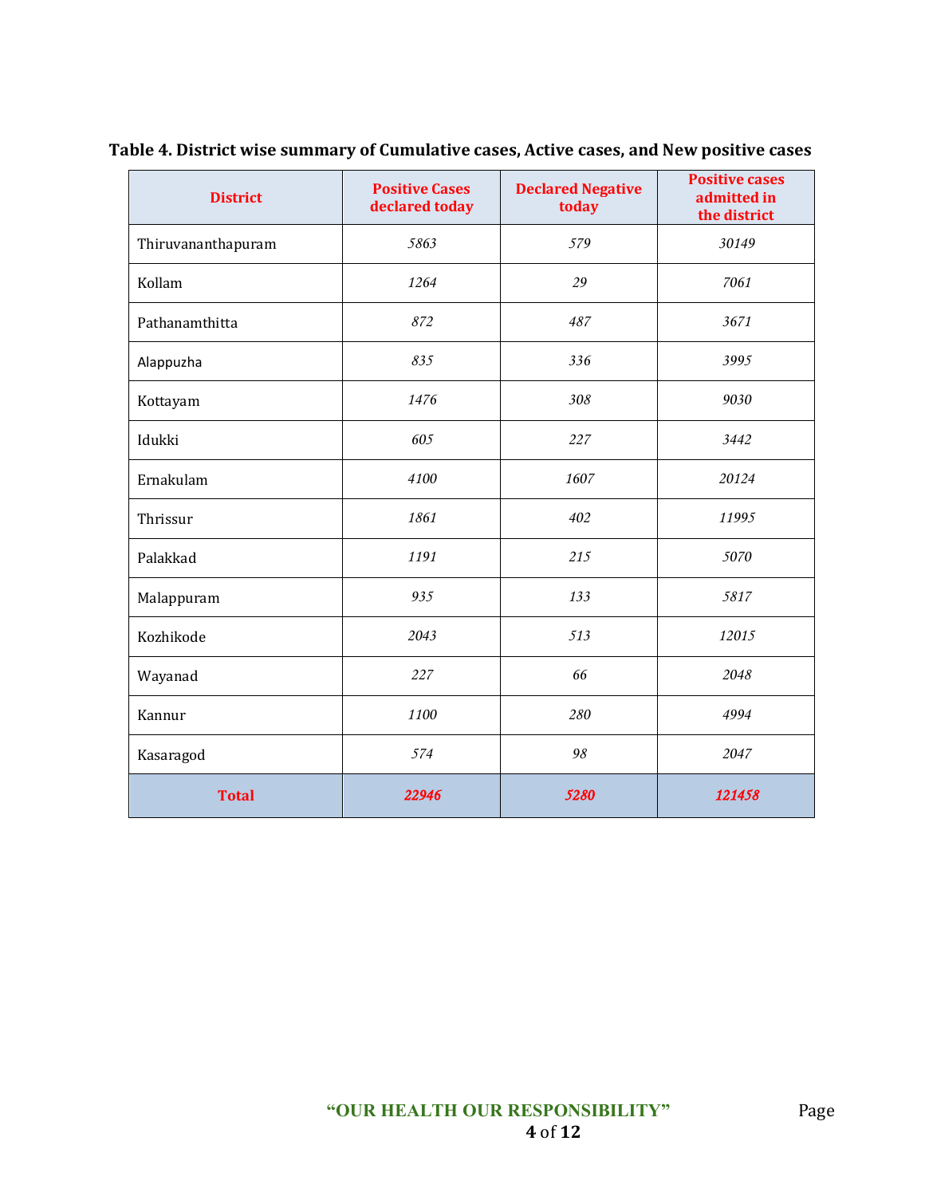**Table 4. District wise summary of Cumulative cases, Active cases, and New positive cases**

| District | Positive Cases declared today | Declared Negative today | Positive cases admitted in the district |
|---|---|---|---|
| Thiruvananthapuram | 5863 | 579 | 30149 |
| Kollam | 1264 | 29 | 7061 |
| Pathanamthitta | 872 | 487 | 3671 |
| Alappuzha | 835 | 336 | 3995 |
| Kottayam | 1476 | 308 | 9030 |
| Idukki | 605 | 227 | 3442 |
| Ernakulam | 4100 | 1607 | 20124 |
| Thrissur | 1861 | 402 | 11995 |
| Palakkad | 1191 | 215 | 5070 |
| Malappuram | 935 | 133 | 5817 |
| Kozhikode | 2043 | 513 | 12015 |
| Wayanad | 227 | 66 | 2048 |
| Kannur | 1100 | 280 | 4994 |
| Kasaragod | 574 | 98 | 2047 |
| **Total** | **22946** | **5280** | **121458** |

"OUR HEALTH OUR RESPONSIBILITY"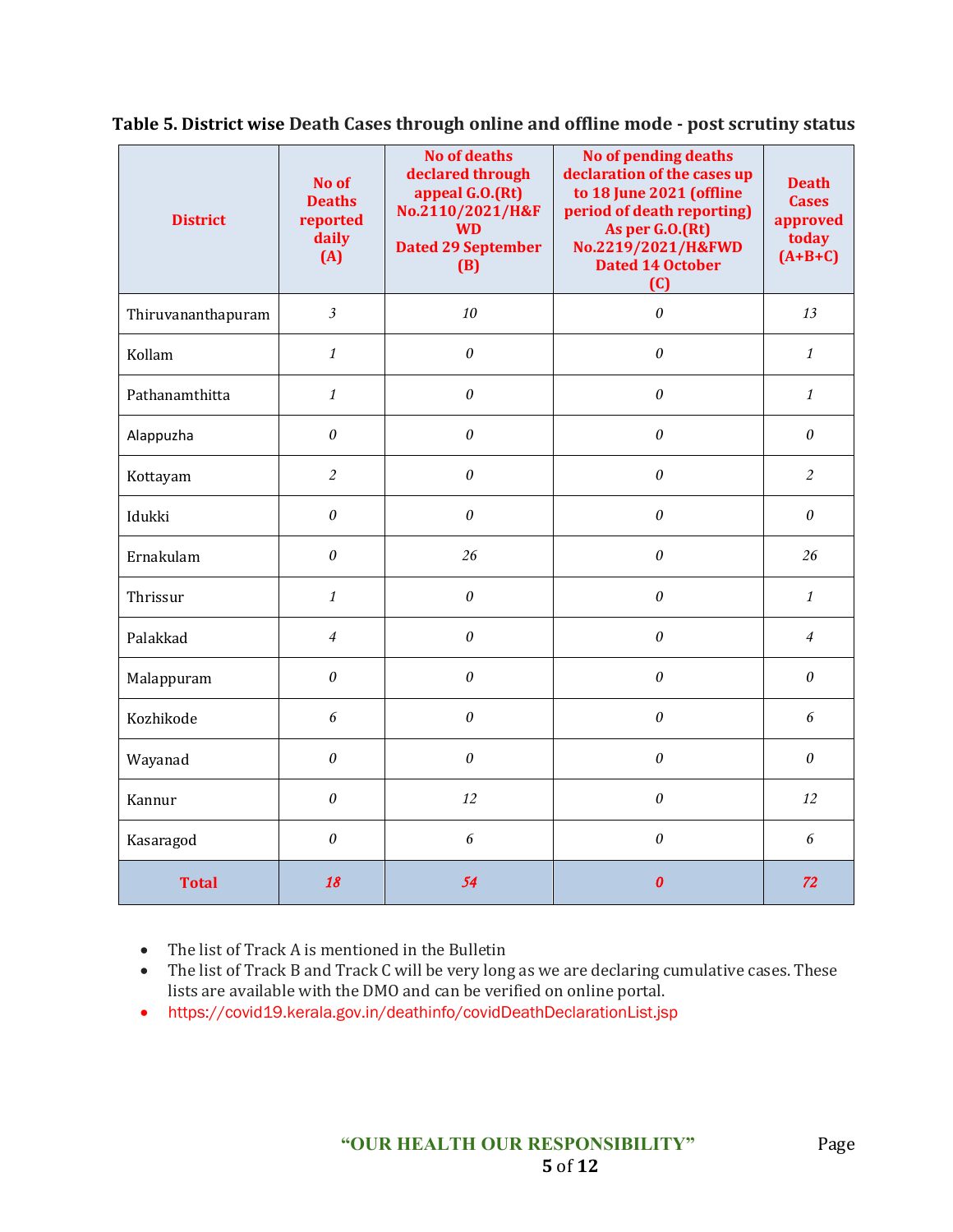**Table 5. District wise Death Cases through online and offline mode - post scrutiny status**

| District | No of Deaths reported daily (A) | No of deaths declared through appeal G.O.(Rt) No.2110/2021/H&FWD Dated 29 September (B) | No of pending deaths declaration of the cases up to 18 June 2021 (offline period of death reporting) As per G.O.(Rt) No.2219/2021/H&FWD Dated 14 October (C) | Death Cases approved today (A+B+C) |
|---|---|---|---|---|
| Thiruvananthapuram | 3 | 10 | 0 | 13 |
| Kollam | 1 | 0 | 0 | 1 |
| Pathanamthitta | 1 | 0 | 0 | 1 |
| Alappuzha | 0 | 0 | 0 | 0 |
| Kottayam | 2 | 0 | 0 | 2 |
| Idukki | 0 | 0 | 0 | 0 |
| Ernakulam | 0 | 26 | 0 | 26 |
| Thrissur | 1 | 0 | 0 | 1 |
| Palakkad | 4 | 0 | 0 | 4 |
| Malappuram | 0 | 0 | 0 | 0 |
| Kozhikode | 6 | 0 | 0 | 6 |
| Wayanad | 0 | 0 | 0 | 0 |
| Kannur | 0 | 12 | 0 | 12 |
| Kasaragod | 0 | 6 | 0 | 6 |
| **Total** | **18** | **54** | **0** | **72** |

- The list of Track A is mentioned in the Bulletin
- The list of Track B and Track C will be very long as we are declaring cumulative cases. These lists are available with the DMO and can be verified on online portal.
- https://covid19.kerala.gov.in/deathinfo/covidDeathDeclarationList.jsp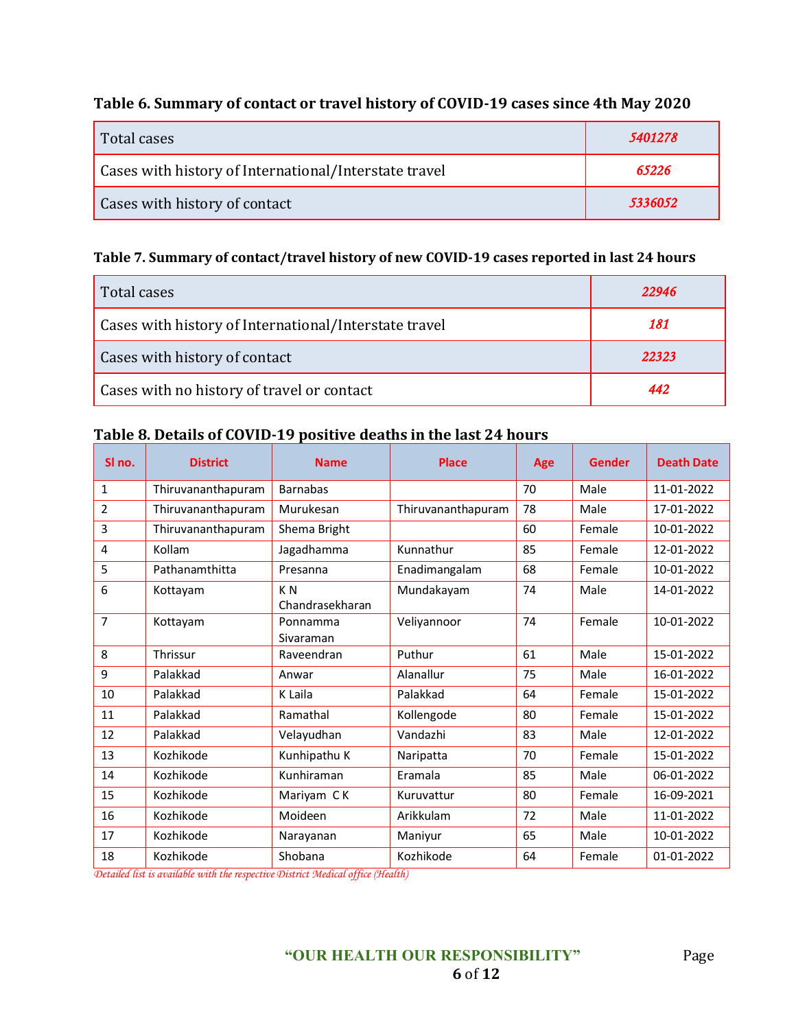### Table 6. Summary of contact or travel history of COVID-19 cases since 4th May 2020

| | |
|---|---|
| Total cases | *5401278* |
| Cases with history of International/Interstate travel | *65226* |
| Cases with history of contact | *5336052* |

### Table 7. Summary of contact/travel history of new COVID-19 cases reported in last 24 hours

| | |
|---|---|
| Total cases | *22946* |
| Cases with history of International/Interstate travel | *181* |
| Cases with history of contact | *22323* |
| Cases with no history of travel or contact | *442* |

### Table 8. Details of COVID-19 positive deaths in the last 24 hours

| Sl no. | District | Name | Place | Age | Gender | Death Date |
|---|---|---|---|---|---|---|
| 1 | Thiruvananthapuram | Barnabas | | 70 | Male | 11-01-2022 |
| 2 | Thiruvananthapuram | Murukesan | Thiruvananthapuram | 78 | Male | 17-01-2022 |
| 3 | Thiruvananthapuram | Shema Bright | | 60 | Female | 10-01-2022 |
| 4 | Kollam | Jagadhamma | Kunnathur | 85 | Female | 12-01-2022 |
| 5 | Pathanamthitta | Presanna | Enadimangalam | 68 | Female | 10-01-2022 |
| 6 | Kottayam | K N Chandrasekharan | Mundakayam | 74 | Male | 14-01-2022 |
| 7 | Kottayam | Ponnamma Sivaraman | Veliyannoor | 74 | Female | 10-01-2022 |
| 8 | Thrissur | Raveendran | Puthur | 61 | Male | 15-01-2022 |
| 9 | Palakkad | Anwar | Alanallur | 75 | Male | 16-01-2022 |
| 10 | Palakkad | K Laila | Palakkad | 64 | Female | 15-01-2022 |
| 11 | Palakkad | Ramathal | Kollengode | 80 | Female | 15-01-2022 |
| 12 | Palakkad | Velayudhan | Vandazhi | 83 | Male | 12-01-2022 |
| 13 | Kozhikode | Kunhipathu K | Naripatta | 70 | Female | 15-01-2022 |
| 14 | Kozhikode | Kunhiraman | Eramala | 85 | Male | 06-01-2022 |
| 15 | Kozhikode | Mariyam C K | Kuruvattur | 80 | Female | 16-09-2021 |
| 16 | Kozhikode | Moideen | Arikkulam | 72 | Male | 11-01-2022 |
| 17 | Kozhikode | Narayanan | Maniyur | 65 | Male | 10-01-2022 |
| 18 | Kozhikode | Shobana | Kozhikode | 64 | Female | 01-01-2022 |

*Detailed list is available with the respective District Medical office (Health)*

**"OUR HEALTH OUR RESPONSIBILITY"**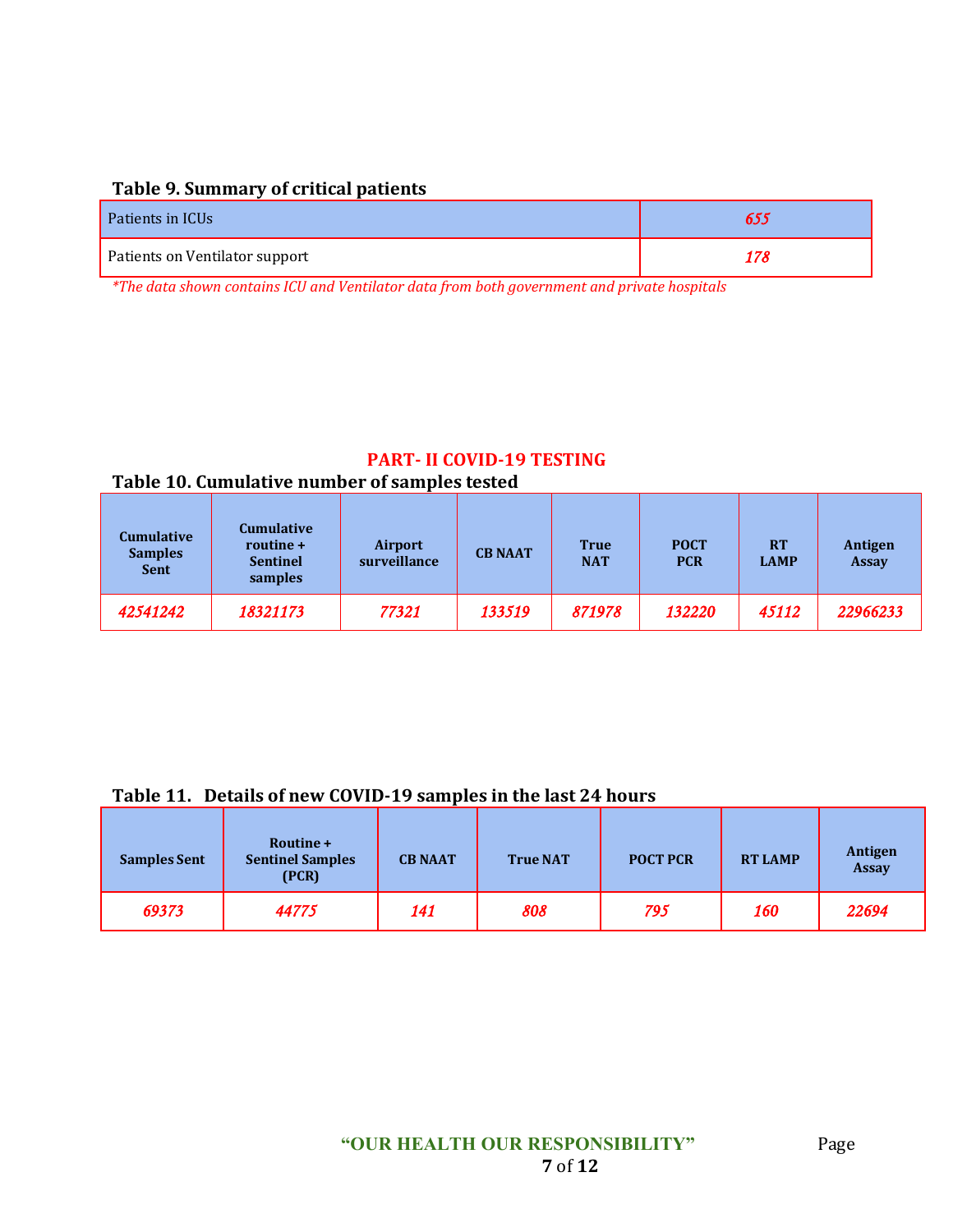### Table 9. Summary of critical patients

| | |
|---|---|
| Patients in ICUs | *655* |
| Patients on Ventilator support | *178* |

*\*The data shown contains ICU and Ventilator data from both government and private hospitals*

## PART- II COVID-19 TESTING

### Table 10. Cumulative number of samples tested

| Cumulative Samples Sent | Cumulative routine + Sentinel samples | Airport surveillance | CB NAAT | True NAT | POCT PCR | RT LAMP | Antigen Assay |
|---|---|---|---|---|---|---|---|
| *42541242* | *18321173* | *77321* | *133519* | *871978* | *132220* | *45112* | *22966233* |

### Table 11. Details of new COVID-19 samples in the last 24 hours

| Samples Sent | Routine + Sentinel Samples (PCR) | CB NAAT | True NAT | POCT PCR | RT LAMP | Antigen Assay |
|---|---|---|---|---|---|---|
| *69373* | *44775* | *141* | *808* | *795* | *160* | *22694* |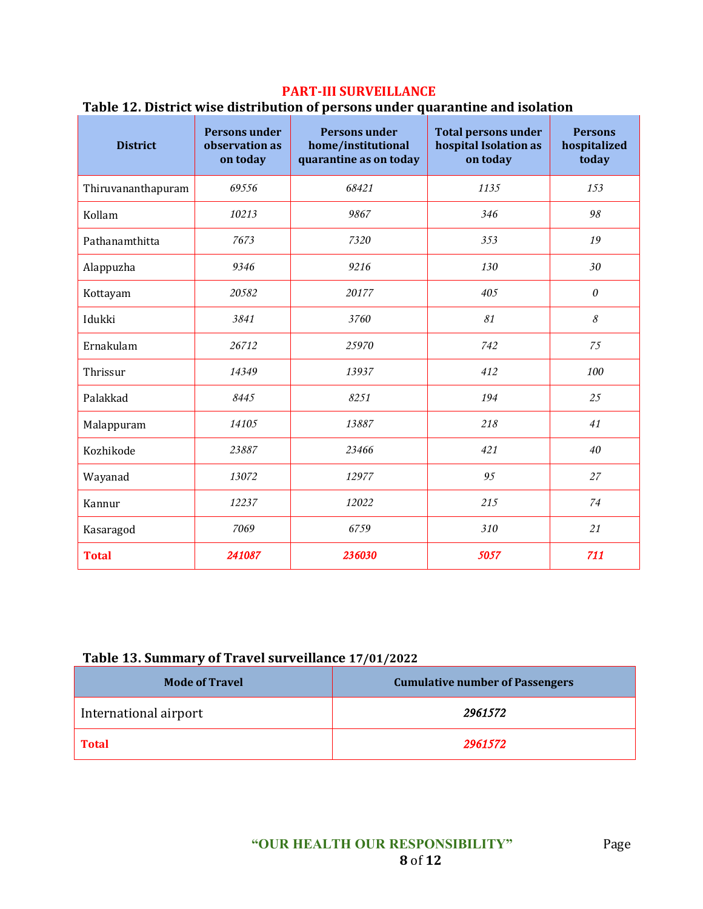## PART-III SURVEILLANCE

### Table 12. District wise distribution of persons under quarantine and isolation

| District | Persons under observation as on today | Persons under home/institutional quarantine as on today | Total persons under hospital Isolation as on today | Persons hospitalized today |
|---|---|---|---|---|
| Thiruvananthapuram | *69556* | *68421* | *1135* | *153* |
| Kollam | *10213* | *9867* | *346* | *98* |
| Pathanamthitta | *7673* | *7320* | *353* | *19* |
| Alappuzha | *9346* | *9216* | *130* | *30* |
| Kottayam | *20582* | *20177* | *405* | *0* |
| Idukki | *3841* | *3760* | *81* | *8* |
| Ernakulam | *26712* | *25970* | *742* | *75* |
| Thrissur | *14349* | *13937* | *412* | *100* |
| Palakkad | *8445* | *8251* | *194* | *25* |
| Malappuram | *14105* | *13887* | *218* | *41* |
| Kozhikode | *23887* | *23466* | *421* | *40* |
| Wayanad | *13072* | *12977* | *95* | *27* |
| Kannur | *12237* | *12022* | *215* | *74* |
| Kasaragod | *7069* | *6759* | *310* | *21* |
| **Total** | ***241087*** | ***236030*** | ***5057*** | ***711*** |

### Table 13. Summary of Travel surveillance 17/01/2022

| Mode of Travel | Cumulative number of Passengers |
|---|---|
| International airport | ***2961572*** |
| **Total** | ***2961572*** |

**"OUR HEALTH OUR RESPONSIBILITY"**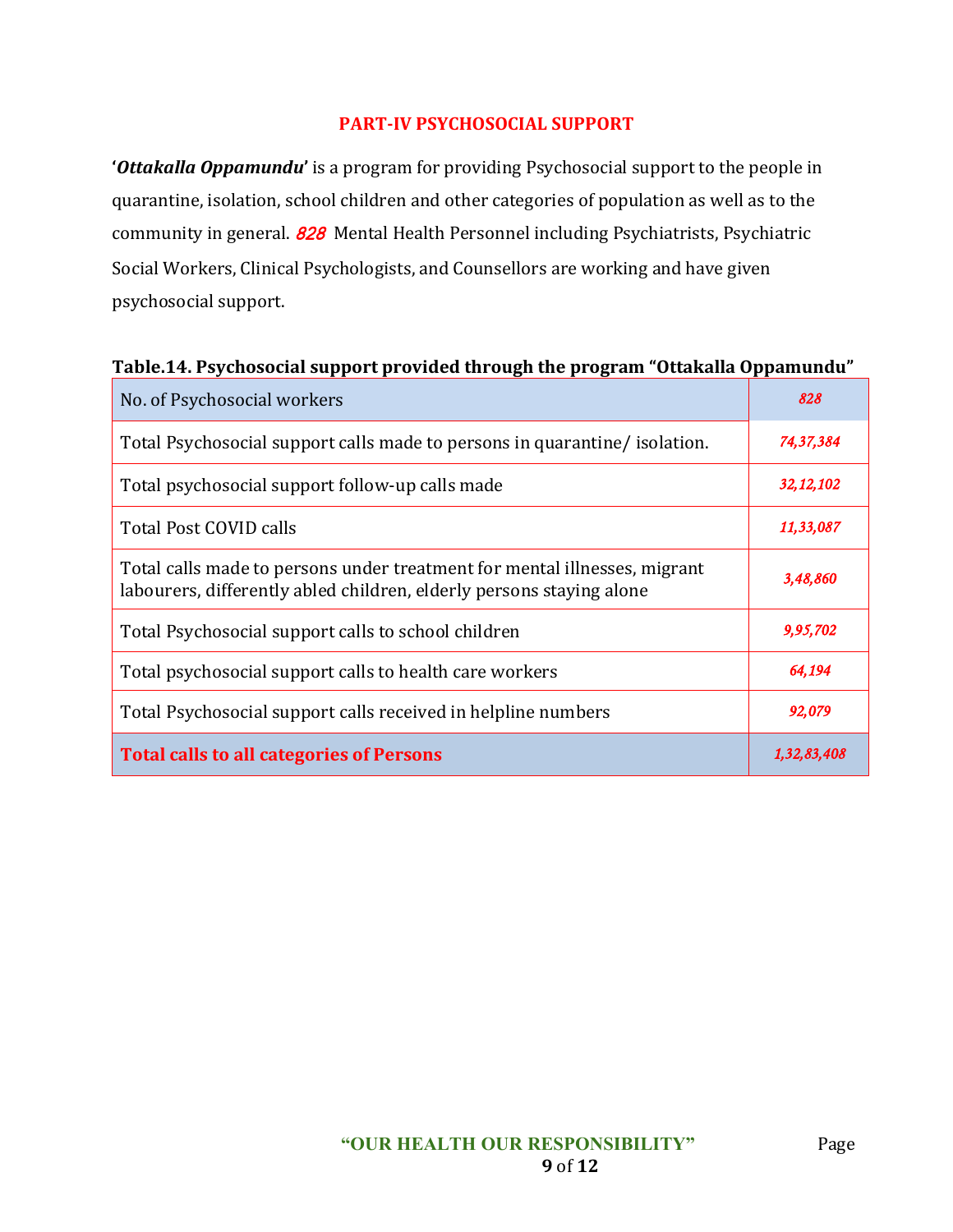## PART-IV PSYCHOSOCIAL SUPPORT

'***Ottakalla Oppamundu***' is a program for providing Psychosocial support to the people in quarantine, isolation, school children and other categories of population as well as to the community in general. *828* Mental Health Personnel including Psychiatrists, Psychiatric Social Workers, Clinical Psychologists, and Counsellors are working and have given psychosocial support.

**Table.14. Psychosocial support provided through the program "Ottakalla Oppamundu"**

| No. of Psychosocial workers | *828* |
|---|---|
| Total Psychosocial support calls made to persons in quarantine/ isolation. | *74,37,384* |
| Total psychosocial support follow-up calls made | *32,12,102* |
| Total Post COVID calls | *11,33,087* |
| Total calls made to persons under treatment for mental illnesses, migrant labourers, differently abled children, elderly persons staying alone | *3,48,860* |
| Total Psychosocial support calls to school children | *9,95,702* |
| Total psychosocial support calls to health care workers | *64,194* |
| Total Psychosocial support calls received in helpline numbers | *92,079* |
| **Total calls to all categories of Persons** | ***1,32,83,408*** |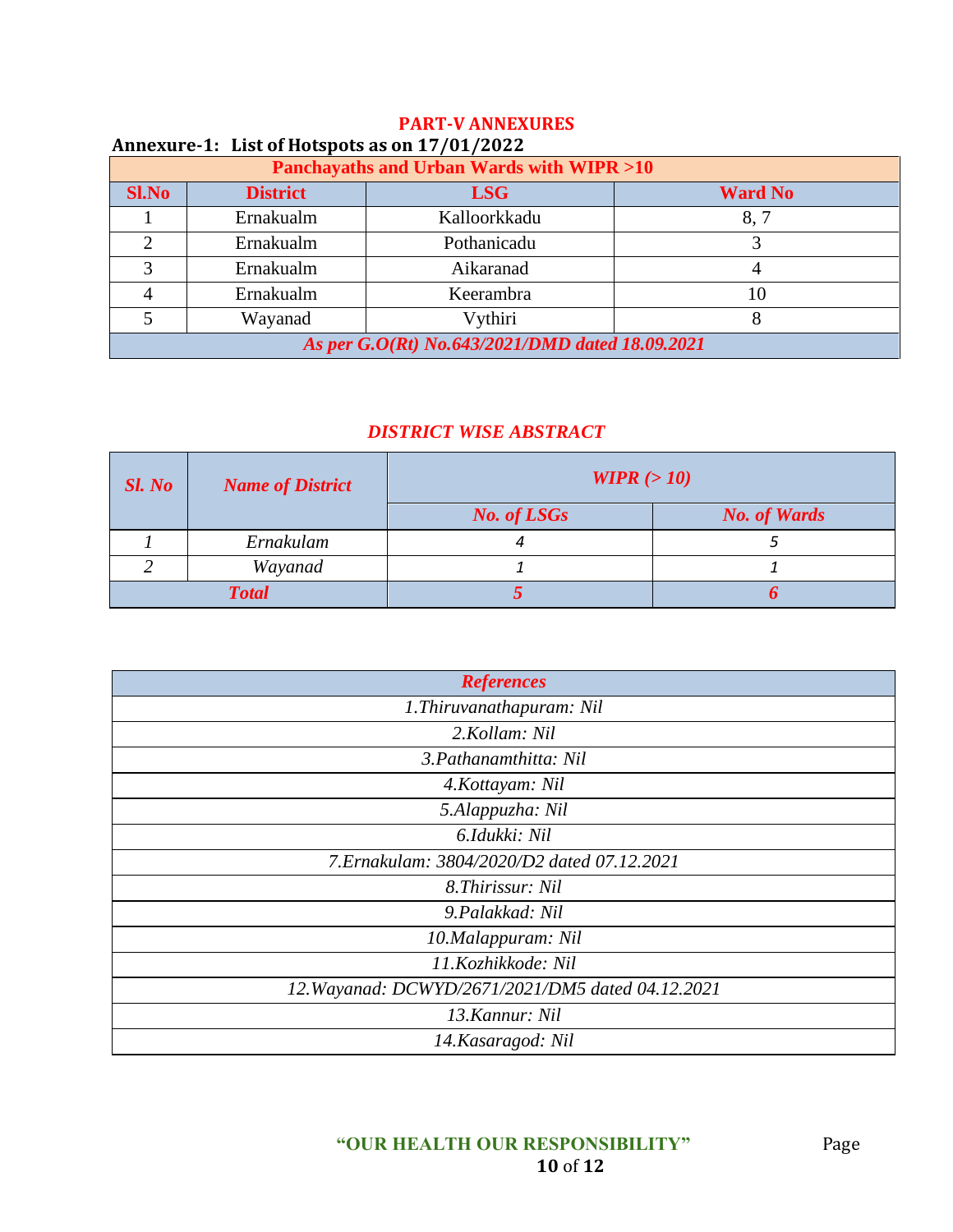## PART-V ANNEXURES

### Annexure-1: List of Hotspots as on 17/01/2022

| Panchayaths and Urban Wards with WIPR >10 | | | |
|---|---|---|---|
| **Sl.No** | **District** | **LSG** | **Ward No** |
| 1 | Ernakualm | Kalloorkkadu | 8, 7 |
| 2 | Ernakualm | Pothanicadu | 3 |
| 3 | Ernakualm | Aikaranad | 4 |
| 4 | Ernakualm | Keerambra | 10 |
| 5 | Wayanad | Vythiri | 8 |
| *As per G.O(Rt) No.643/2021/DMD dated 18.09.2021* | | | |

### *DISTRICT WISE ABSTRACT*

| *Sl. No* | *Name of District* | *WIPR (> 10)* | |
|---|---|---|---|
| | | *No. of LSGs* | *No. of Wards* |
| *1* | *Ernakulam* | *4* | *5* |
| *2* | *Wayanad* | *1* | *1* |
| ***Total*** | | ***5*** | ***6*** |

| *References* |
|---|
| *1.Thiruvanathapuram: Nil* |
| *2.Kollam: Nil* |
| *3.Pathanamthitta: Nil* |
| *4.Kottayam: Nil* |
| *5.Alappuzha: Nil* |
| *6.Idukki: Nil* |
| *7.Ernakulam: 3804/2020/D2 dated 07.12.2021* |
| *8.Thirissur: Nil* |
| *9.Palakkad: Nil* |
| *10.Malappuram: Nil* |
| *11.Kozhikkode: Nil* |
| *12.Wayanad: DCWYD/2671/2021/DM5 dated 04.12.2021* |
| *13.Kannur: Nil* |
| *14.Kasaragod: Nil* |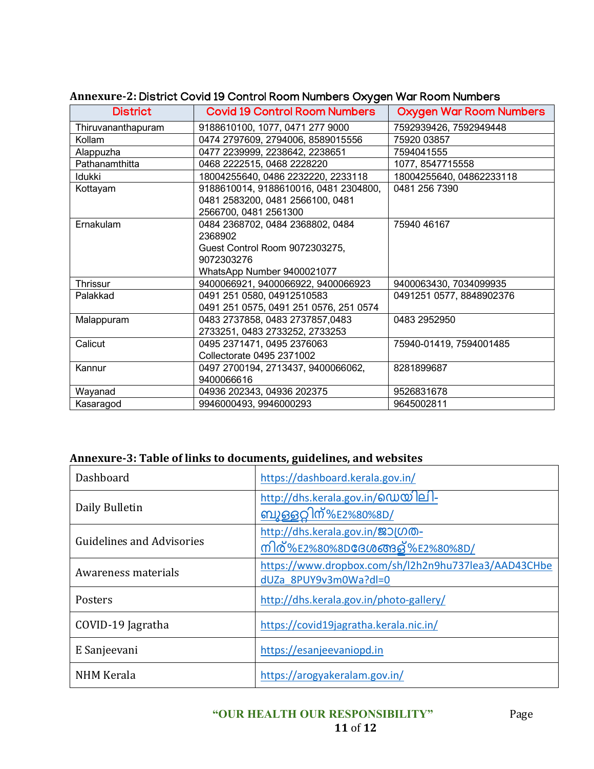**Annexure-2: District Covid 19 Control Room Numbers Oxygen War Room Numbers**

| District | Covid 19 Control Room Numbers | Oxygen War Room Numbers |
|---|---|---|
| Thiruvananthapuram | 9188610100, 1077, 0471 277 9000 | 7592939426, 7592949448 |
| Kollam | 0474 2797609, 2794006, 8589015556 | 75920 03857 |
| Alappuzha | 0477 2239999, 2238642, 2238651 | 7594041555 |
| Pathanamthitta | 0468 2222515, 0468 2228220 | 1077, 8547715558 |
| Idukki | 18004255640, 0486 2232220, 2233118 | 18004255640, 04862233118 |
| Kottayam | 9188610014, 9188610016, 0481 2304800, 0481 2583200, 0481 2566100, 0481 2566700, 0481 2561300 | 0481 256 7390 |
| Ernakulam | 0484 2368702, 0484 2368802, 0484 2368902<br>Guest Control Room 9072303275, 9072303276<br>WhatsApp Number 9400021077 | 75940 46167 |
| Thrissur | 9400066921, 9400066922, 9400066923 | 9400063430, 7034099935 |
| Palakkad | 0491 251 0580, 04912510583<br>0491 251 0575, 0491 251 0576, 251 0574 | 0491251 0577, 8848902376 |
| Malappuram | 0483 2737858, 0483 2737857,0483 2733251, 0483 2733252, 2733253 | 0483 2952950 |
| Calicut | 0495 2371471, 0495 2376063<br>Collectorate 0495 2371002 | 75940-01419, 7594001485 |
| Kannur | 0497 2700194, 2713437, 9400066062, 9400066616 | 8281899687 |
| Wayanad | 04936 202343, 04936 202375 | 9526831678 |
| Kasaragod | 9946000493, 9946000293 | 9645002811 |

**Annexure-3: Table of links to documents, guidelines, and websites**

| | |
|---|---|
| Dashboard | https://dashboard.kerala.gov.in/ |
| Daily Bulletin | http://dhs.kerala.gov.in/ഡെയിലി-ബുള്ളറ്റിന്%E2%80%8D/ |
| Guidelines and Advisories | http://dhs.kerala.gov.in/ജാഗ്രത-നിര്%E2%80%8Dദേശങ്ങള്%E2%80%8D/ |
| Awareness materials | https://www.dropbox.com/sh/l2h2n9hu737lea3/AAD43CHbedUZa_8PUY9v3m0Wa?dl=0 |
| Posters | http://dhs.kerala.gov.in/photo-gallery/ |
| COVID-19 Jagratha | https://covid19jagratha.kerala.nic.in/ |
| E Sanjeevani | https://esanjeevaniopd.in |
| NHM Kerala | https://arogyakeralam.gov.in/ |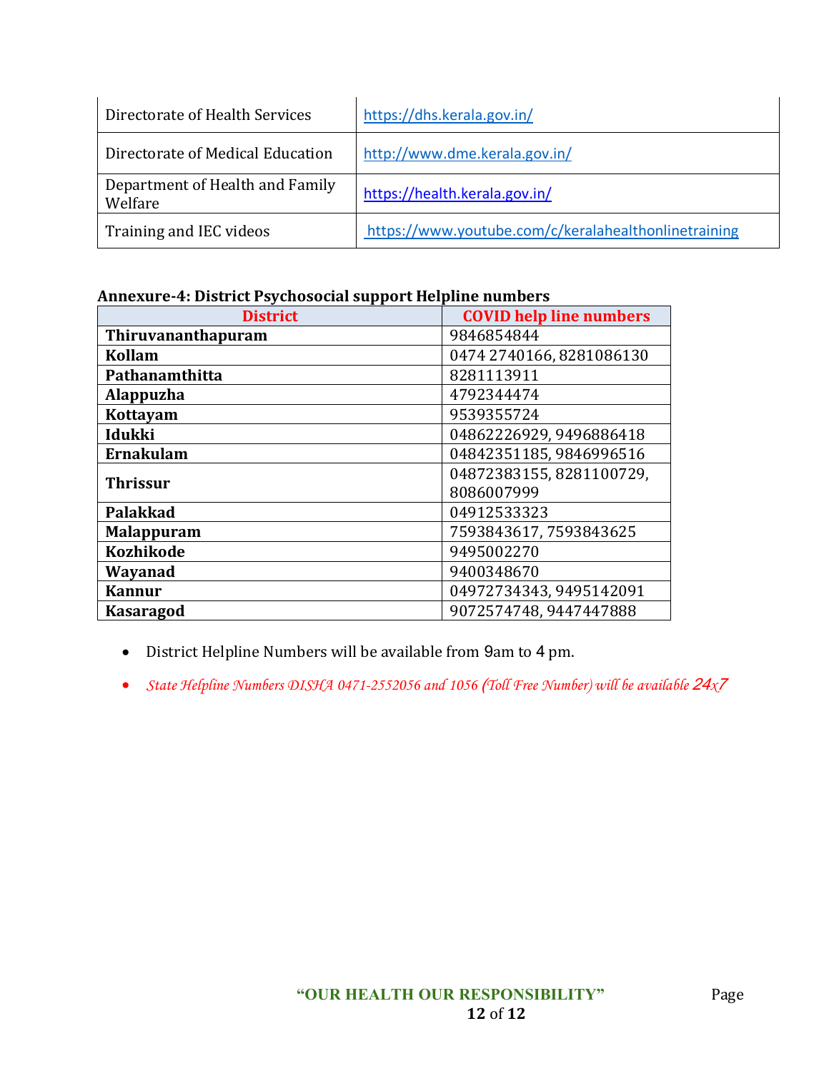| | |
|---|---|
| Directorate of Health Services | https://dhs.kerala.gov.in/ |
| Directorate of Medical Education | http://www.dme.kerala.gov.in/ |
| Department of Health and Family Welfare | https://health.kerala.gov.in/ |
| Training and IEC videos | https://www.youtube.com/c/keralahealthonlinetraining |

**Annexure-4: District Psychosocial support Helpline numbers**

| District | COVID help line numbers |
|---|---|
| **Thiruvananthapuram** | 9846854844 |
| **Kollam** | 0474 2740166, 8281086130 |
| **Pathanamthitta** | 8281113911 |
| **Alappuzha** | 4792344474 |
| **Kottayam** | 9539355724 |
| **Idukki** | 04862226929, 9496886418 |
| **Ernakulam** | 04842351185, 9846996516 |
| **Thrissur** | 04872383155, 8281100729, 8086007999 |
| **Palakkad** | 04912533323 |
| **Malappuram** | 7593843617, 7593843625 |
| **Kozhikode** | 9495002270 |
| **Wayanad** | 9400348670 |
| **Kannur** | 04972734343, 9495142091 |
| **Kasaragod** | 9072574748, 9447447888 |

- District Helpline Numbers will be available from 9am to 4 pm.
- *State Helpline Numbers DISHA 0471-2552056 and 1056 (Toll Free Number) will be available 24x7*

“OUR HEALTH OUR RESPONSIBILITY”